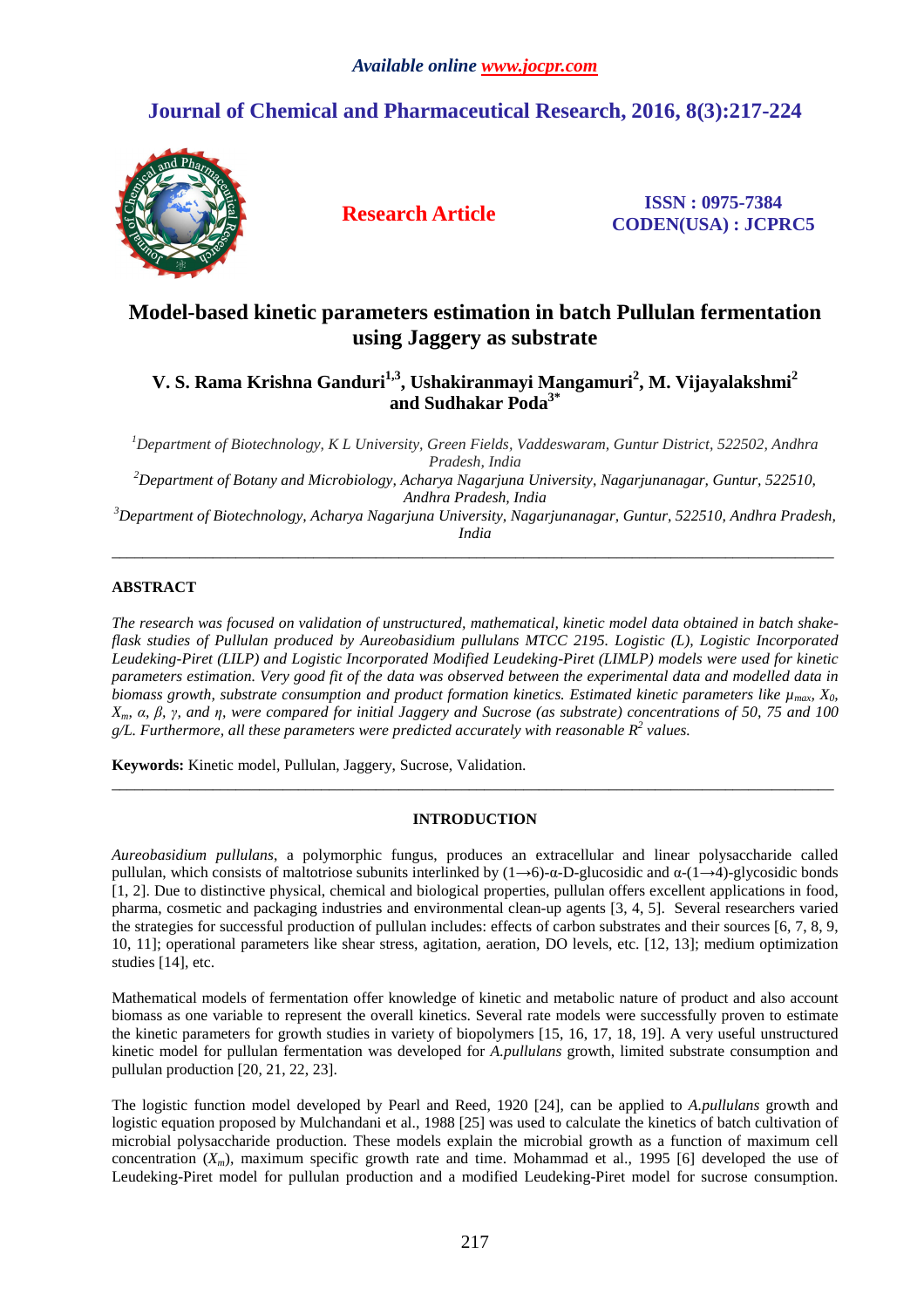Available online www.jocpr.com

# Journal of Chemical and Pharmaceutical Research, 2016, 8(3):217-224

**Research Article**

ISSN : 0975-7384
CODEN(USA) : JCPRC5

# Model-based kinetic parameters estimation in batch Pullulan fermentation using Jaggery as substrate

**V. S. Rama Krishna Ganduri[1,3], Ushakiranmayi Mangamuri[2], M. Vijayalakshmi[2] and Sudhakar Poda[3*]**

*[1]Department of Biotechnology, K L University, Green Fields, Vaddeswaram, Guntur District, 522502, Andhra Pradesh, India*

*[2]Department of Botany and Microbiology, Acharya Nagarjuna University, Nagarjunanagar, Guntur, 522510, Andhra Pradesh, India*

*[3]Department of Biotechnology, Acharya Nagarjuna University, Nagarjunanagar, Guntur, 522510, Andhra Pradesh, India*

---

## ABSTRACT

*The research was focused on validation of unstructured, mathematical, kinetic model data obtained in batch shake-flask studies of Pullulan produced by Aureobasidium pullulans MTCC 2195. Logistic (L), Logistic Incorporated Leudeking-Piret (LILP) and Logistic Incorporated Modified Leudeking-Piret (LIMLP) models were used for kinetic parameters estimation. Very good fit of the data was observed between the experimental data and modelled data in biomass growth, substrate consumption and product formation kinetics. Estimated kinetic parameters like $\mu_{max}$, $X_0$, $X_m$, $\alpha$, $\beta$, $\gamma$, and $\eta$, were compared for initial Jaggery and Sucrose (as substrate) concentrations of 50, 75 and 100 g/L. Furthermore, all these parameters were predicted accurately with reasonable $R^2$ values.*

**Keywords:** Kinetic model, Pullulan, Jaggery, Sucrose, Validation.

---

## INTRODUCTION

*Aureobasidium pullulans*, a polymorphic fungus, produces an extracellular and linear polysaccharide called pullulan, which consists of maltotriose subunits interlinked by (1→6)-α-D-glucosidic and α-(1→4)-glycosidic bonds [1, 2]. Due to distinctive physical, chemical and biological properties, pullulan offers excellent applications in food, pharma, cosmetic and packaging industries and environmental clean-up agents [3, 4, 5]. Several researchers varied the strategies for successful production of pullulan includes: effects of carbon substrates and their sources [6, 7, 8, 9, 10, 11]; operational parameters like shear stress, agitation, aeration, DO levels, etc. [12, 13]; medium optimization studies [14], etc.

Mathematical models of fermentation offer knowledge of kinetic and metabolic nature of product and also account biomass as one variable to represent the overall kinetics. Several rate models were successfully proven to estimate the kinetic parameters for growth studies in variety of biopolymers [15, 16, 17, 18, 19]. A very useful unstructured kinetic model for pullulan fermentation was developed for *A.pullulans* growth, limited substrate consumption and pullulan production [20, 21, 22, 23].

The logistic function model developed by Pearl and Reed, 1920 [24], can be applied to *A.pullulans* growth and logistic equation proposed by Mulchandani et al., 1988 [25] was used to calculate the kinetics of batch cultivation of microbial polysaccharide production. These models explain the microbial growth as a function of maximum cell concentration ($X_m$), maximum specific growth rate and time. Mohammad et al., 1995 [6] developed the use of Leudeking-Piret model for pullulan production and a modified Leudeking-Piret model for sucrose consumption.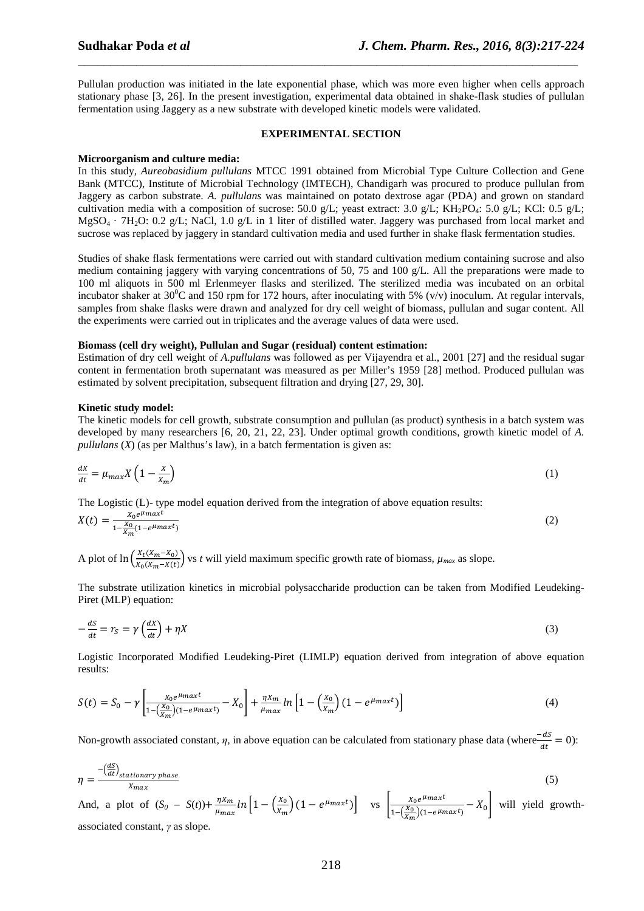Pullulan production was initiated in the late exponential phase, which was more even higher when cells approach stationary phase [3, 26]. In the present investigation, experimental data obtained in shake-flask studies of pullulan fermentation using Jaggery as a new substrate with developed kinetic models were validated.

## EXPERIMENTAL SECTION

**Microorganism and culture media:**
In this study, *Aureobasidium pullulans* MTCC 1991 obtained from Microbial Type Culture Collection and Gene Bank (MTCC), Institute of Microbial Technology (IMTECH), Chandigarh was procured to produce pullulan from Jaggery as carbon substrate. *A. pullulans* was maintained on potato dextrose agar (PDA) and grown on standard cultivation media with a composition of sucrose: 50.0 g/L; yeast extract: 3.0 g/L; $KH_2PO_4$: 5.0 g/L; KCl: 0.5 g/L; $MgSO_4 \cdot 7H_2O$: 0.2 g/L; NaCl, 1.0 g/L in 1 liter of distilled water. Jaggery was purchased from local market and sucrose was replaced by jaggery in standard cultivation media and used further in shake flask fermentation studies.

Studies of shake flask fermentations were carried out with standard cultivation medium containing sucrose and also medium containing jaggery with varying concentrations of 50, 75 and 100 g/L. All the preparations were made to 100 ml aliquots in 500 ml Erlenmeyer flasks and sterilized. The sterilized media was incubated on an orbital incubator shaker at $30^0$C and 150 rpm for 172 hours, after inoculating with 5% (v/v) inoculum. At regular intervals, samples from shake flasks were drawn and analyzed for dry cell weight of biomass, pullulan and sugar content. All the experiments were carried out in triplicates and the average values of data were used.

**Biomass (cell dry weight), Pullulan and Sugar (residual) content estimation:**
Estimation of dry cell weight of *A.pullulans* was followed as per Vijayendra et al., 2001 [27] and the residual sugar content in fermentation broth supernatant was measured as per Miller's 1959 [28] method. Produced pullulan was estimated by solvent precipitation, subsequent filtration and drying [27, 29, 30].

**Kinetic study model:**
The kinetic models for cell growth, substrate consumption and pullulan (as product) synthesis in a batch system was developed by many researchers [6, 20, 21, 22, 23]. Under optimal growth conditions, growth kinetic model of *A. pullulans* (*X*) (as per Malthus's law), in a batch fermentation is given as:

$$\frac{dX}{dt} = \mu_{max} X \left(1 - \frac{X}{X_m}\right) \tag{1}$$

The Logistic (L)- type model equation derived from the integration of above equation results:

$$X(t) = \frac{X_0 e^{\mu max t}}{1 - \frac{X_0}{X_m}(1 - e^{\mu max t})} \tag{2}$$

A plot of $\ln\left(\frac{X_t(X_m - X_0)}{X_0(X_m - X(t))}\right)$ vs *t* will yield maximum specific growth rate of biomass, $\mu_{max}$ as slope.

The substrate utilization kinetics in microbial polysaccharide production can be taken from Modified Leudeking-Piret (MLP) equation:

$$-\frac{dS}{dt} = r_S = \gamma\left(\frac{dX}{dt}\right) + \eta X \tag{3}$$

Logistic Incorporated Modified Leudeking-Piret (LIMLP) equation derived from integration of above equation results:

$$S(t) = S_0 - \gamma\left[\frac{X_0 e^{\mu max t}}{1 - \left(\frac{X_0}{X_m}\right)(1 - e^{\mu max t})} - X_0\right] + \frac{\eta X_m}{\mu_{max}} ln\left[1 - \left(\frac{X_0}{X_m}\right)(1 - e^{\mu max t})\right] \tag{4}$$

Non-growth associated constant, $\eta$, in above equation can be calculated from stationary phase data (where $\frac{-dS}{dt} = 0$):

$$\eta = \frac{-\left(\frac{dS}{dt}\right)_{stationary\ phase}}{X_{max}} \tag{5}$$

And, a plot of $(S_0 - S(t)) + \frac{\eta X_m}{\mu_{max}} ln\left[1 - \left(\frac{X_0}{X_m}\right)(1 - e^{\mu max t})\right]$ vs $\left[\frac{X_0 e^{\mu max t}}{1 - \left(\frac{X_0}{X_m}\right)(1 - e^{\mu max t})} - X_0\right]$ will yield growth-associated constant, $\gamma$ as slope.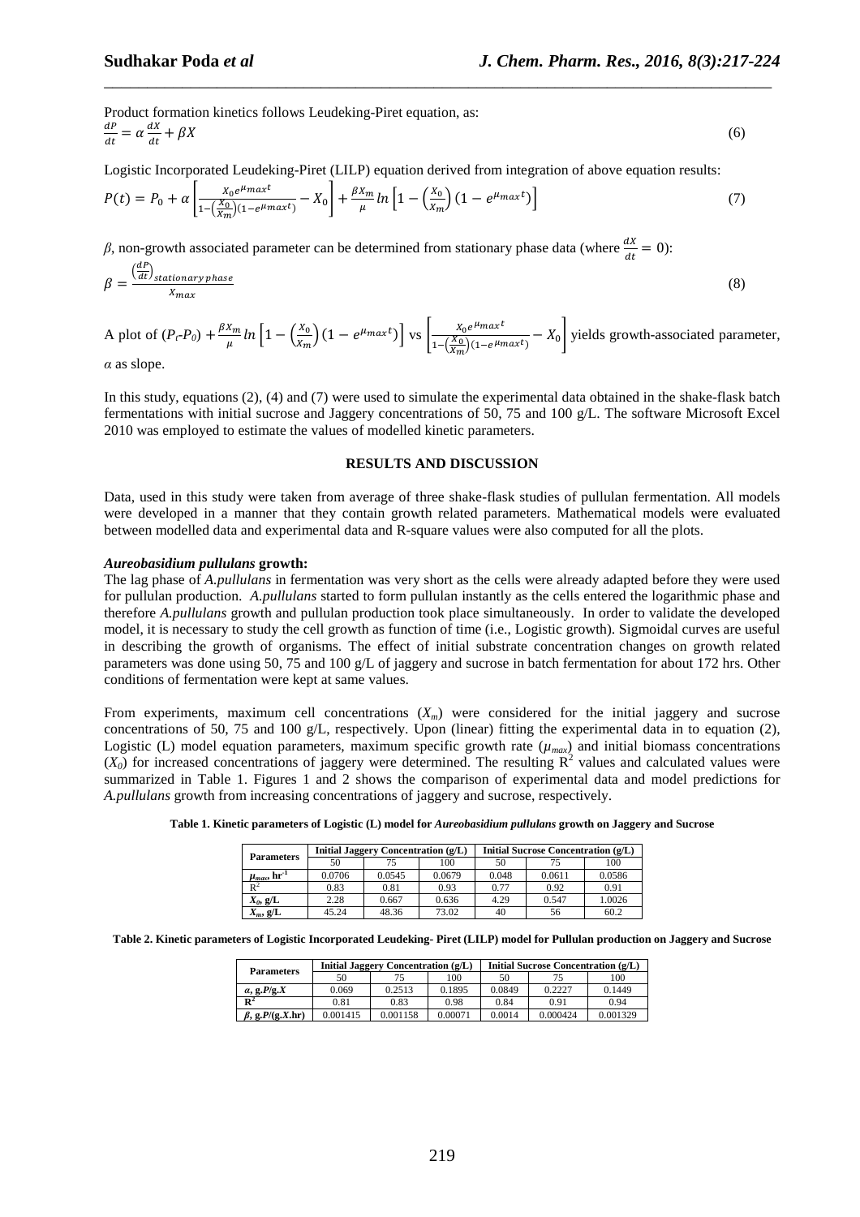Product formation kinetics follows Leudeking-Piret equation, as:

$$\frac{dP}{dt} = \alpha \frac{dX}{dt} + \beta X \quad (6)$$

Logistic Incorporated Leudeking-Piret (LILP) equation derived from integration of above equation results:

$$P(t) = P_0 + \alpha \left[ \frac{X_0 e^{\mu_{max} t}}{1 - \left(\frac{X_0}{X_m}\right)(1 - e^{\mu_{max} t})} - X_0 \right] + \frac{\beta X_m}{\mu} \ln \left[ 1 - \left(\frac{X_0}{X_m}\right)(1 - e^{\mu_{max} t}) \right] \quad (7)$$

$\beta$, non-growth associated parameter can be determined from stationary phase data (where $\frac{dX}{dt} = 0$):

$$\beta = \frac{\left(\frac{dP}{dt}\right)_{stationary\ phase}}{X_{max}} \quad (8)$$

A plot of $(P_t\text{-}P_0) + \frac{\beta X_m}{\mu} \ln \left[ 1 - \left(\frac{X_0}{X_m}\right)(1 - e^{\mu_{max} t}) \right]$ vs $\left[ \frac{X_0 e^{\mu_{max} t}}{1 - \left(\frac{X_0}{X_m}\right)(1 - e^{\mu_{max} t})} - X_0 \right]$ yields growth-associated parameter, $\alpha$ as slope.

In this study, equations (2), (4) and (7) were used to simulate the experimental data obtained in the shake-flask batch fermentations with initial sucrose and Jaggery concentrations of 50, 75 and 100 g/L. The software Microsoft Excel 2010 was employed to estimate the values of modelled kinetic parameters.

## RESULTS AND DISCUSSION

Data, used in this study were taken from average of three shake-flask studies of pullulan fermentation. All models were developed in a manner that they contain growth related parameters. Mathematical models were evaluated between modelled data and experimental data and R-square values were also computed for all the plots.

### *Aureobasidium pullulans* growth:

The lag phase of *A.pullulans* in fermentation was very short as the cells were already adapted before they were used for pullulan production. *A.pullulans* started to form pullulan instantly as the cells entered the logarithmic phase and therefore *A.pullulans* growth and pullulan production took place simultaneously. In order to validate the developed model, it is necessary to study the cell growth as function of time (i.e., Logistic growth). Sigmoidal curves are useful in describing the growth of organisms. The effect of initial substrate concentration changes on growth related parameters was done using 50, 75 and 100 g/L of jaggery and sucrose in batch fermentation for about 172 hrs. Other conditions of fermentation were kept at same values.

From experiments, maximum cell concentrations ($X_m$) were considered for the initial jaggery and sucrose concentrations of 50, 75 and 100 g/L, respectively. Upon (linear) fitting the experimental data in to equation (2), Logistic (L) model equation parameters, maximum specific growth rate ($\mu_{max}$) and initial biomass concentrations ($X_0$) for increased concentrations of jaggery were determined. The resulting $R^2$ values and calculated values were summarized in Table 1. Figures 1 and 2 shows the comparison of experimental data and model predictions for *A.pullulans* growth from increasing concentrations of jaggery and sucrose, respectively.

**Table 1. Kinetic parameters of Logistic (L) model for *Aureobasidium pullulans* growth on Jaggery and Sucrose**

| Parameters | Initial Jaggery Concentration (g/L) | | | Initial Sucrose Concentration (g/L) | | |
|---|---|---|---|---|---|---|
| | 50 | 75 | 100 | 50 | 75 | 100 |
| $\mu_{max}$, $hr^{-1}$ | 0.0706 | 0.0545 | 0.0679 | 0.048 | 0.0611 | 0.0586 |
| $R^2$ | 0.83 | 0.81 | 0.93 | 0.77 | 0.92 | 0.91 |
| $X_0$, g/L | 2.28 | 0.667 | 0.636 | 4.29 | 0.547 | 1.0026 |
| $X_m$, g/L | 45.24 | 48.36 | 73.02 | 40 | 56 | 60.2 |

**Table 2. Kinetic parameters of Logistic Incorporated Leudeking- Piret (LILP) model for Pullulan production on Jaggery and Sucrose**

| Parameters | Initial Jaggery Concentration (g/L) | | | Initial Sucrose Concentration (g/L) | | |
|---|---|---|---|---|---|---|
| | 50 | 75 | 100 | 50 | 75 | 100 |
| $\alpha$, g.P/g.X | 0.069 | 0.2513 | 0.1895 | 0.0849 | 0.2227 | 0.1449 |
| $R^2$ | 0.81 | 0.83 | 0.98 | 0.84 | 0.91 | 0.94 |
| $\beta$, g.P/(g.X.hr) | 0.001415 | 0.001158 | 0.00071 | 0.0014 | 0.000424 | 0.001329 |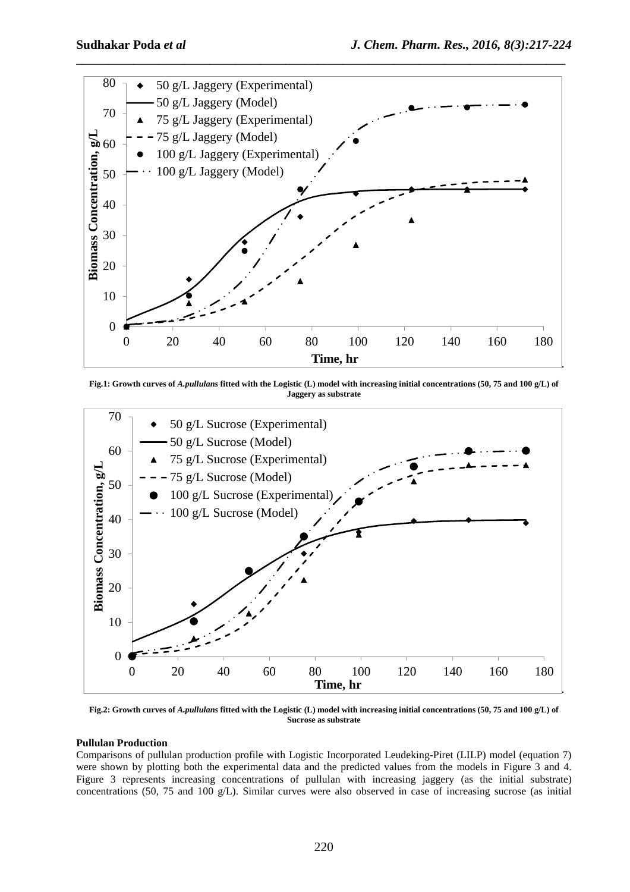**Fig.1: Growth curves of *A.pullulans* fitted with the Logistic (L) model with increasing initial concentrations (50, 75 and 100 g/L) of Jaggery as substrate**

**Fig.2: Growth curves of *A.pullulans* fitted with the Logistic (L) model with increasing initial concentrations (50, 75 and 100 g/L) of Sucrose as substrate**

**Pullulan Production**

Comparisons of pullulan production profile with Logistic Incorporated Leudeking-Piret (LILP) model (equation 7) were shown by plotting both the experimental data and the predicted values from the models in Figure 3 and 4. Figure 3 represents increasing concentrations of pullulan with increasing jaggery (as the initial substrate) concentrations (50, 75 and 100 g/L). Similar curves were also observed in case of increasing sucrose (as initial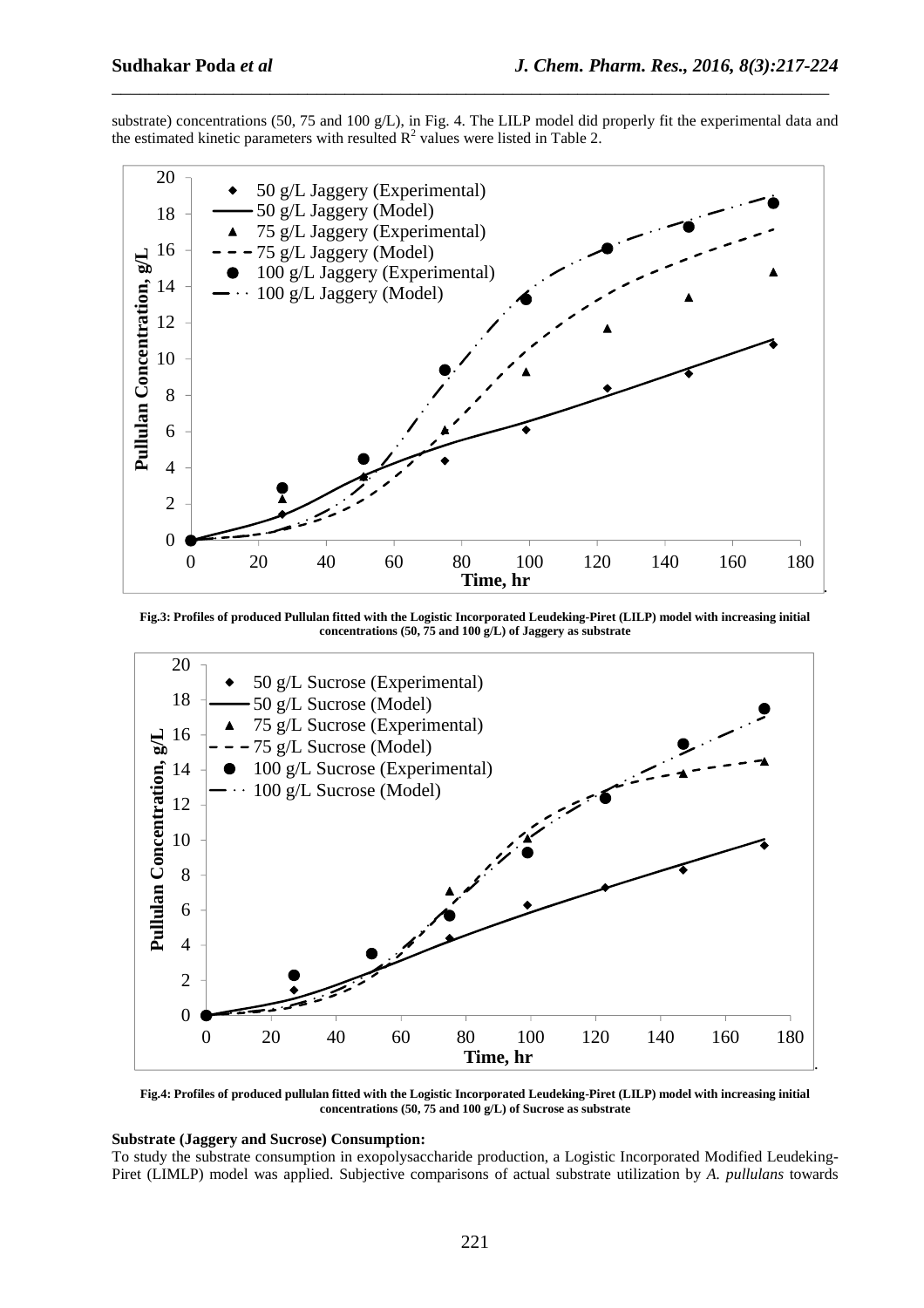substrate) concentrations (50, 75 and 100 g/L), in Fig. 4. The LILP model did properly fit the experimental data and the estimated kinetic parameters with resulted $R^2$ values were listed in Table 2.

**Fig.3: Profiles of produced Pullulan fitted with the Logistic Incorporated Leudeking-Piret (LILP) model with increasing initial concentrations (50, 75 and 100 g/L) of Jaggery as substrate**

**Fig.4: Profiles of produced pullulan fitted with the Logistic Incorporated Leudeking-Piret (LILP) model with increasing initial concentrations (50, 75 and 100 g/L) of Sucrose as substrate**

**Substrate (Jaggery and Sucrose) Consumption:**

To study the substrate consumption in exopolysaccharide production, a Logistic Incorporated Modified Leudeking-Piret (LIMLP) model was applied. Subjective comparisons of actual substrate utilization by *A. pullulans* towards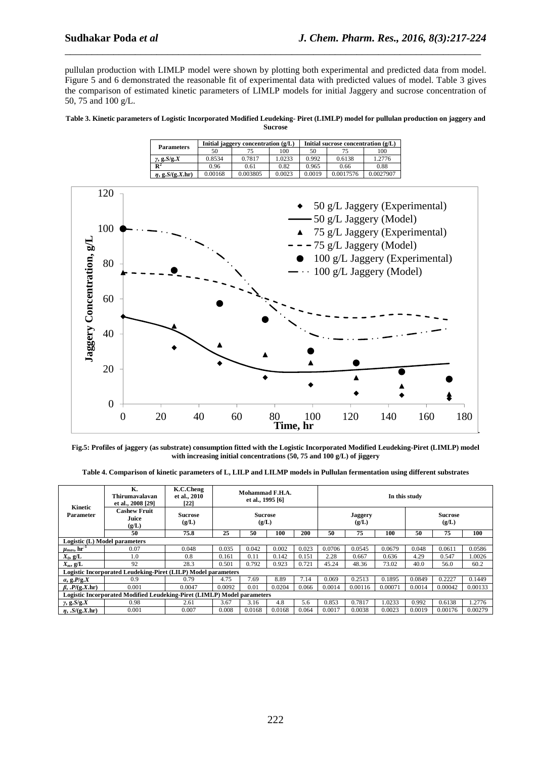pullulan production with LIMLP model were shown by plotting both experimental and predicted data from model. Figure 5 and 6 demonstrated the reasonable fit of experimental data with predicted values of model. Table 3 gives the comparison of estimated kinetic parameters of LIMLP models for initial Jaggery and sucrose concentration of 50, 75 and 100 g/L.

**Table 3. Kinetic parameters of Logistic Incorporated Modified Leudeking- Piret (LIMLP) model for pullulan production on jaggery and Sucrose**

| Parameters | Initial jaggery concentration (g/L) | | | Initial sucrose concentration (g/L) | | |
|---|---|---|---|---|---|---|
| | 50 | 75 | 100 | 50 | 75 | 100 |
| $\gamma$, g.*S*/g.*X* | 0.8534 | 0.7817 | 1.0233 | 0.992 | 0.6138 | 1.2776 |
| $R^2$ | 0.96 | 0.61 | 0.82 | 0.965 | 0.66 | 0.88 |
| $\eta$, g.*S*/(g.*X*.hr) | 0.00168 | 0.003805 | 0.0023 | 0.0019 | 0.0017576 | 0.0027907 |

**Fig.5: Profiles of jaggery (as substrate) consumption fitted with the Logistic Incorporated Modified Leudeking-Piret (LIMLP) model with increasing initial concentrations (50, 75 and 100 g/L) of jiggery**

**Table 4. Comparison of kinetic parameters of L, LILP and LILMP models in Pullulan fermentation using different substrates**

| Kinetic Parameter | K. Thirumavalavan et al., 2008 [29] | K.C.Cheng et al., 2010 [22] | Mohammad F.H.A. et al., 1995 [6] | | | | In this study | | | | | |
|---|---|---|---|---|---|---|---|---|---|---|---|---|
| | Cashew Fruit Juice (g/L) | Sucrose (g/L) | Sucrose (g/L) | | | | Jaggery (g/L) | | | Sucrose (g/L) | | |
| | 50 | 75.8 | 25 | 50 | 100 | 200 | 50 | 75 | 100 | 50 | 75 | 100 |
| **Logistic (L) Model parameters** | | | | | | | | | | | | |
| $\mu_{max}$, $hr^{-1}$ | 0.07 | 0.048 | 0.035 | 0.042 | 0.002 | 0.023 | 0.0706 | 0.0545 | 0.0679 | 0.048 | 0.0611 | 0.0586 |
| $X_0$, g/L | 1.0 | 0.8 | 0.161 | 0.11 | 0.142 | 0.151 | 2.28 | 0.667 | 0.636 | 4.29 | 0.547 | 1.0026 |
| $X_m$, g/L | 92 | 28.3 | 0.501 | 0.792 | 0.923 | 0.721 | 45.24 | 48.36 | 73.02 | 40.0 | 56.0 | 60.2 |
| **Logistic Incorporated Leudeking-Piret (LILP) Model parameters** | | | | | | | | | | | | |
| $\alpha$, g.*P*/g.*X* | 0.9 | 0.79 | 4.75 | 7.69 | 8.89 | 7.14 | 0.069 | 0.2513 | 0.1895 | 0.0849 | 0.2227 | 0.1449 |
| $\beta$, .*P*/(g.*X*.hr) | 0.001 | 0.0047 | 0.0092 | 0.01 | 0.0204 | 0.066 | 0.0014 | 0.00116 | 0.00071 | 0.0014 | 0.00042 | 0.00133 |
| **Logistic Incorporated Modified Leudeking-Piret (LIMLP) Model parameters** | | | | | | | | | | | | |
| $\gamma$, g.*S*/g.*X* | 0.98 | 2.61 | 3.67 | 3.16 | 4.8 | 5.6 | 0.853 | 0.7817 | 1.0233 | 0.992 | 0.6138 | 1.2776 |
| $\eta$, .*S*/(g.*X*.hr) | 0.001 | 0.007 | 0.008 | 0.0168 | 0.0168 | 0.064 | 0.0017 | 0.0038 | 0.0023 | 0.0019 | 0.00176 | 0.00279 |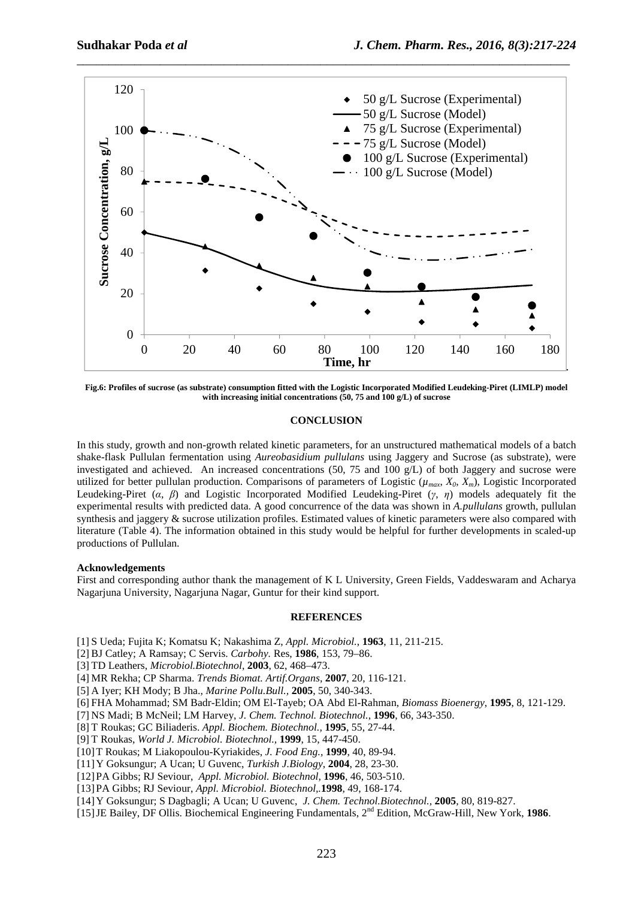**Fig.6: Profiles of sucrose (as substrate) consumption fitted with the Logistic Incorporated Modified Leudeking-Piret (LIMLP) model with increasing initial concentrations (50, 75 and 100 g/L) of sucrose**

## CONCLUSION

In this study, growth and non-growth related kinetic parameters, for an unstructured mathematical models of a batch shake-flask Pullulan fermentation using *Aureobasidium pullulans* using Jaggery and Sucrose (as substrate), were investigated and achieved. An increased concentrations (50, 75 and 100 g/L) of both Jaggery and sucrose were utilized for better pullulan production. Comparisons of parameters of Logistic ($\mu_{max}$, $X_0$, $X_m$), Logistic Incorporated Leudeking-Piret ($\alpha$, $\beta$) and Logistic Incorporated Modified Leudeking-Piret ($\gamma$, $\eta$) models adequately fit the experimental results with predicted data. A good concurrence of the data was shown in *A.pullulans* growth, pullulan synthesis and jaggery & sucrose utilization profiles. Estimated values of kinetic parameters were also compared with literature (Table 4). The information obtained in this study would be helpful for further developments in scaled-up productions of Pullulan.

### Acknowledgements

First and corresponding author thank the management of K L University, Green Fields, Vaddeswaram and Acharya Nagarjuna University, Nagarjuna Nagar, Guntur for their kind support.

## REFERENCES

[1] S Ueda; Fujita K; Komatsu K; Nakashima Z, *Appl. Microbiol.*, **1963**, 11, 211-215.

[2] BJ Catley; A Ramsay; C Servis. *Carbohy.* Res, **1986**, 153, 79–86.

[3] TD Leathers, *Microbiol.Biotechnol*, **2003**, 62, 468–473.

[4] MR Rekha; CP Sharma. *Trends Biomat. Artif.Organs*, **2007**, 20, 116-121.

[5] A Iyer; KH Mody; B Jha., *Marine Pollu.Bull.*, **2005**, 50, 340-343.

[6] FHA Mohammad; SM Badr-Eldin; OM El-Tayeb; OA Abd El-Rahman, *Biomass Bioenergy*, **1995**, 8, 121-129.

[7] NS Madi; B McNeil; LM Harvey, *J. Chem. Technol. Biotechnol.*, **1996**, 66, 343-350.

[8] T Roukas; GC Biliaderis. *Appl. Biochem. Biotechnol.*, **1995**, 55, 27-44.

[9] T Roukas, *World J. Microbiol. Biotechnol.*, **1999**, 15, 447-450.

[10] T Roukas; M Liakopoulou-Kyriakides, *J. Food Eng.*, **1999**, 40, 89-94.

[11] Y Goksungur; A Ucan; U Guvenc, *Turkish J.Biology*, **2004**, 28, 23-30.

[12] PA Gibbs; RJ Seviour, *Appl. Microbiol. Biotechnol*, **1996**, 46, 503-510.

[13] PA Gibbs; RJ Seviour, *Appl. Microbiol. Biotechnol*,.**1998**, 49, 168-174.

[14] Y Goksungur; S Dagbagli; A Ucan; U Guvenc, *J. Chem. Technol.Biotechnol.*, **2005**, 80, 819-827.

[15] JE Bailey, DF Ollis. Biochemical Engineering Fundamentals, 2nd Edition, McGraw-Hill, New York, **1986**.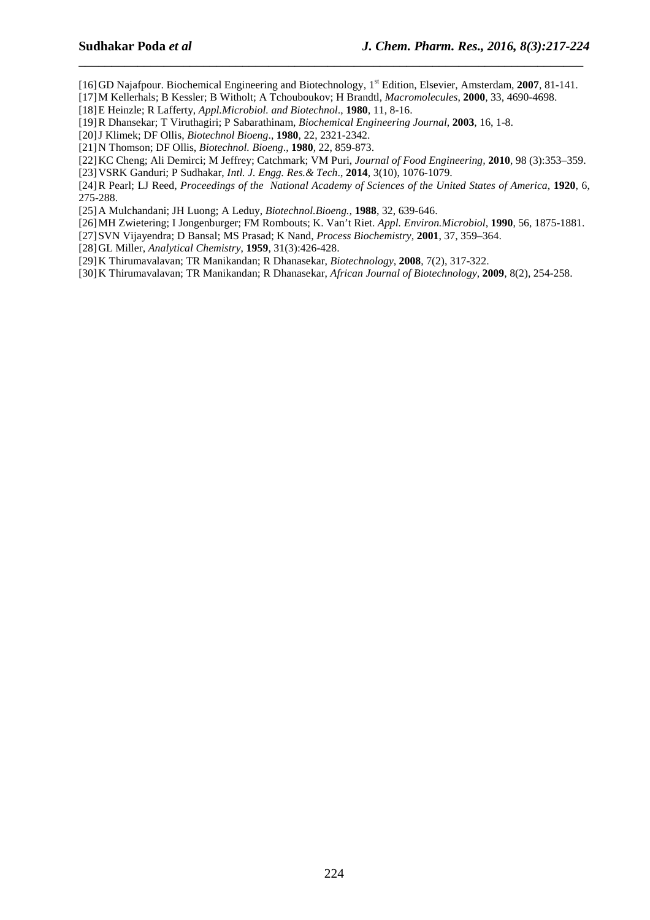[16] GD Najafpour. Biochemical Engineering and Biotechnology, 1st Edition, Elsevier, Amsterdam, **2007**, 81-141.

[17] M Kellerhals; B Kessler; B Witholt; A Tchouboukov; H Brandtl, *Macromolecules*, **2000**, 33, 4690-4698.

[18] E Heinzle; R Lafferty, *Appl.Microbiol. and Biotechnol*., **1980**, 11, 8-16.

[19] R Dhansekar; T Viruthagiri; P Sabarathinam, *Biochemical Engineering Journal*, **2003**, 16, 1-8.

[20] J Klimek; DF Ollis, *Biotechnol Bioeng*., **1980**, 22, 2321-2342.

[21] N Thomson; DF Ollis, *Biotechnol. Bioeng*., **1980**, 22, 859-873.

[22] KC Cheng; Ali Demirci; M Jeffrey; Catchmark; VM Puri, *Journal of Food Engineering*, **2010**, 98 (3):353–359.

[23] VSRK Ganduri; P Sudhakar, *Intl. J. Engg. Res.& Tech*., **2014**, 3(10), 1076-1079.

[24] R Pearl; LJ Reed, *Proceedings of the National Academy of Sciences of the United States of America*, **1920**, 6, 275-288.

[25] A Mulchandani; JH Luong; A Leduy, *Biotechnol.Bioeng.*, **1988**, 32, 639-646.

[26] MH Zwietering; I Jongenburger; FM Rombouts; K. Van't Riet. *Appl. Environ.Microbiol*, **1990**, 56, 1875-1881.

[27] SVN Vijayendra; D Bansal; MS Prasad; K Nand, *Process Biochemistry*, **2001**, 37, 359–364.

[28] GL Miller, *Analytical Chemistry*, **1959**, 31(3):426-428.

[29] K Thirumavalavan; TR Manikandan; R Dhanasekar, *Biotechnology*, **2008**, 7(2), 317-322.

[30] K Thirumavalavan; TR Manikandan; R Dhanasekar, *African Journal of Biotechnology*, **2009**, 8(2), 254-258.